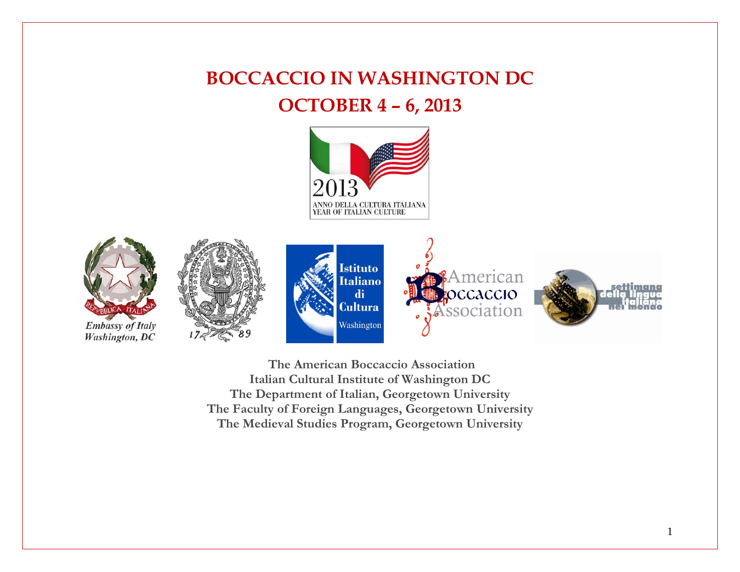# BOCCACCIO IN WASHINGTON DC

## OCTOBER 4 – 6, 2013

2013 ANNO DELLA CULTURA ITALIANA YEAR OF ITALIAN CULTURE

*Embassy of Italy Washington, DC*

**The American Boccaccio Association**
**Italian Cultural Institute of Washington DC**
**The Department of Italian, Georgetown University**
**The Faculty of Foreign Languages, Georgetown University**
**The Medieval Studies Program, Georgetown University**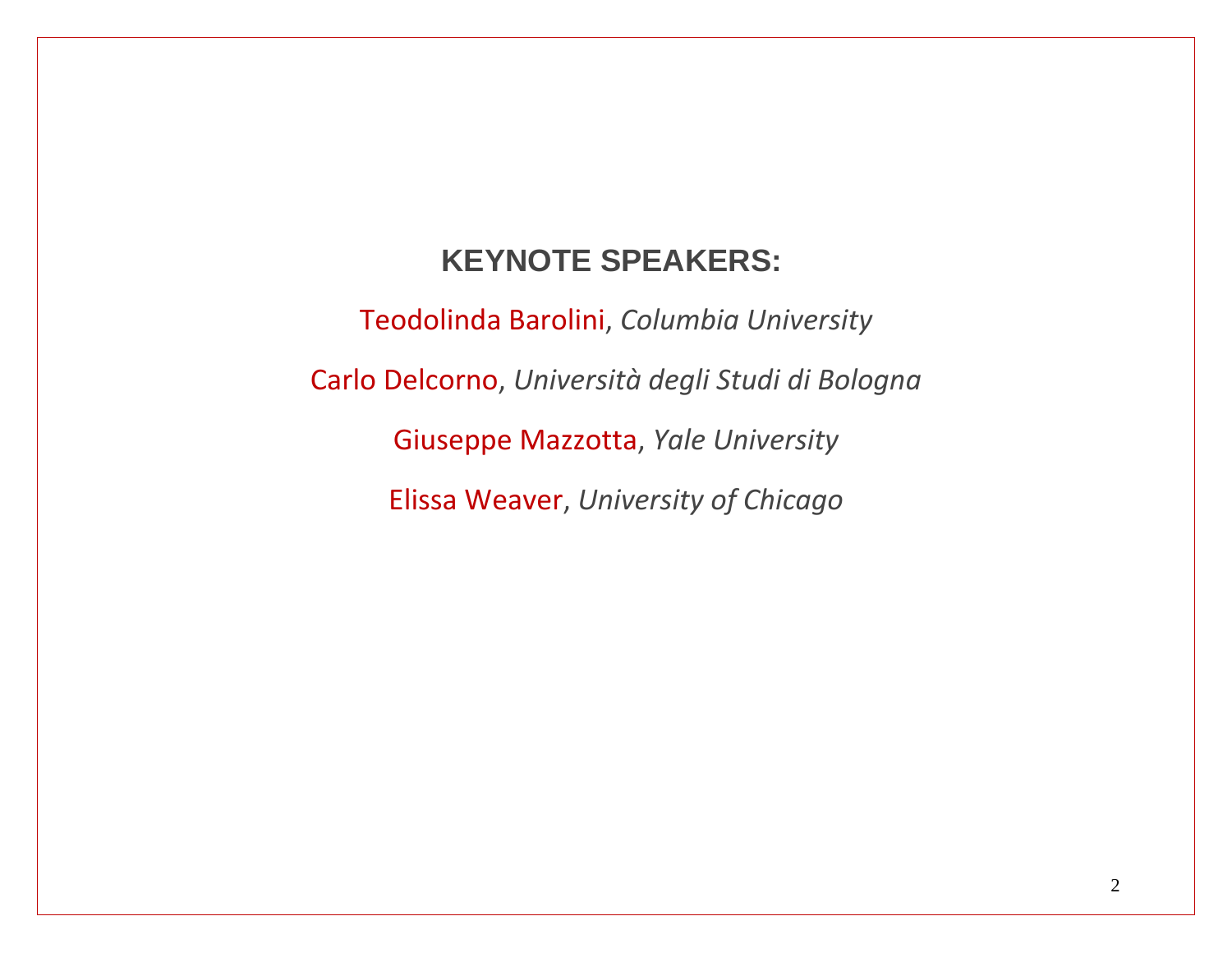## KEYNOTE SPEAKERS:

Teodolinda Barolini, *Columbia University*

Carlo Delcorno, *Università degli Studi di Bologna*

Giuseppe Mazzotta, *Yale University*

Elissa Weaver, *University of Chicago*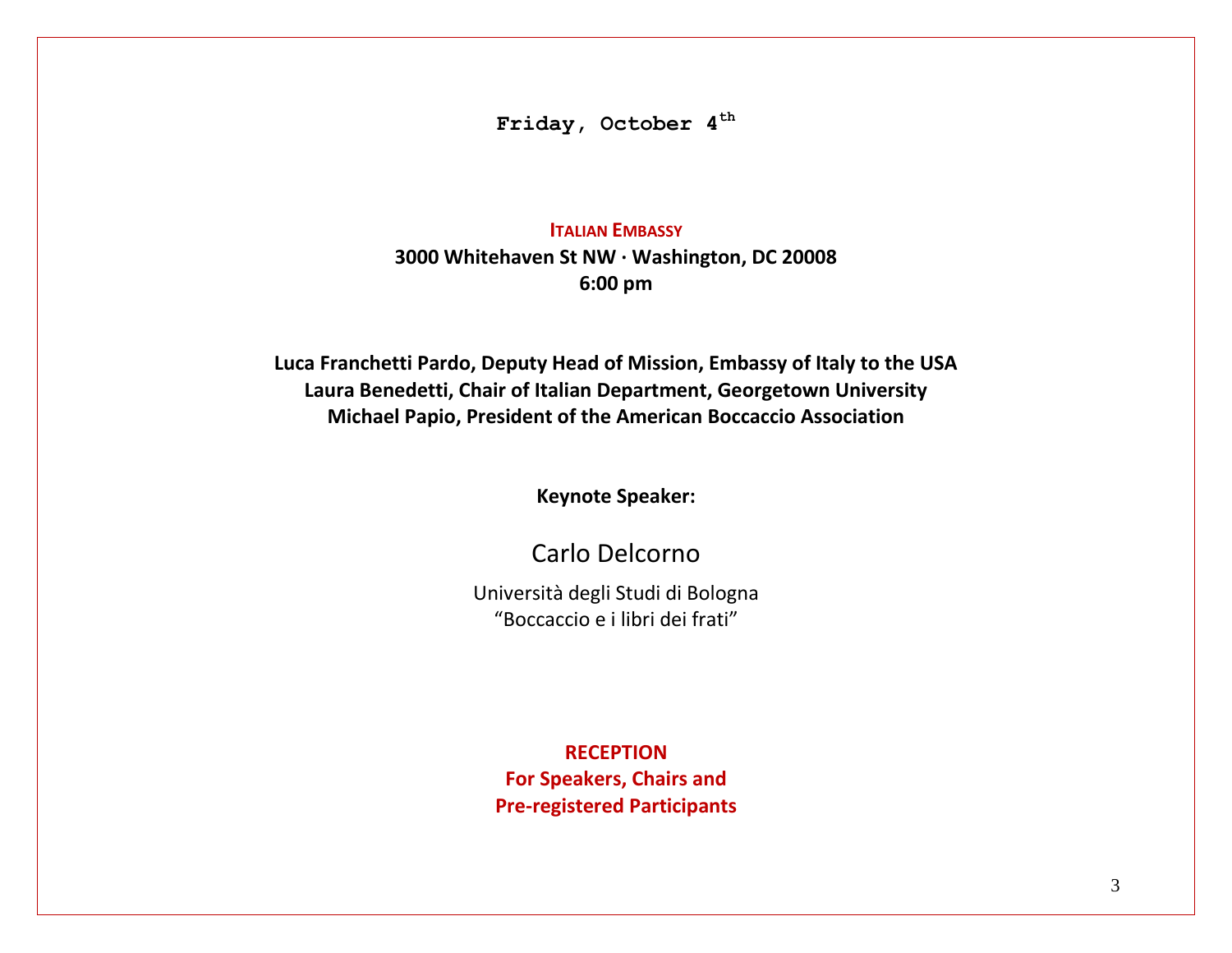## Friday, October 4th

**ITALIAN EMBASSY**

**3000 Whitehaven St NW · Washington, DC 20008**

**6:00 pm**

**Luca Franchetti Pardo, Deputy Head of Mission, Embassy of Italy to the USA**

**Laura Benedetti, Chair of Italian Department, Georgetown University**

**Michael Papio, President of the American Boccaccio Association**

**Keynote Speaker:**

Carlo Delcorno

Università degli Studi di Bologna

"Boccaccio e i libri dei frati"

**RECEPTION**

**For Speakers, Chairs and**

**Pre-registered Participants**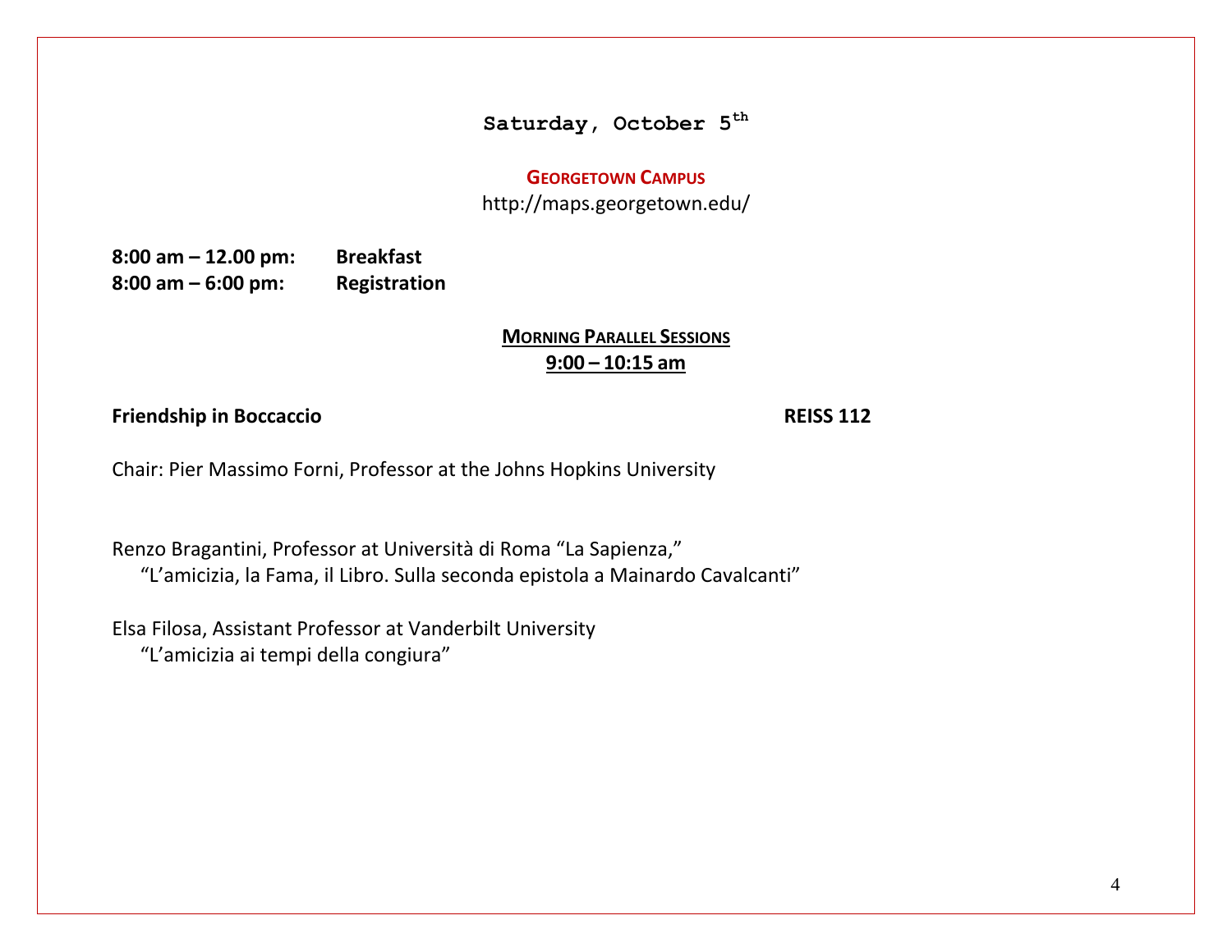## Saturday, October 5th

**GEORGETOWN CAMPUS**

http://maps.georgetown.edu/

**8:00 am – 12.00 pm:** **Breakfast**
**8:00 am – 6:00 pm:** **Registration**

### MORNING PARALLEL SESSIONS
**9:00 – 10:15 am**

**Friendship in Boccaccio** **REISS 112**

Chair: Pier Massimo Forni, Professor at the Johns Hopkins University

Renzo Bragantini, Professor at Università di Roma "La Sapienza,"
"L'amicizia, la Fama, il Libro. Sulla seconda epistola a Mainardo Cavalcanti"

Elsa Filosa, Assistant Professor at Vanderbilt University
"L'amicizia ai tempi della congiura"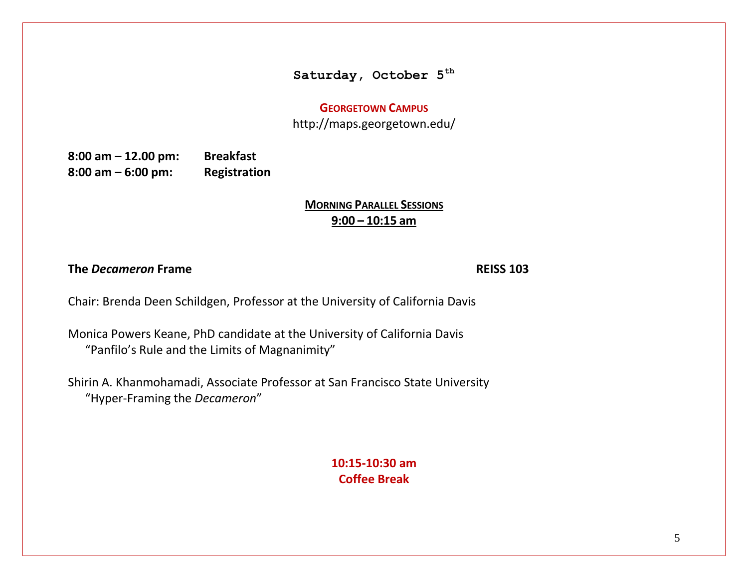## Saturday, October 5th

**GEORGETOWN CAMPUS**

http://maps.georgetown.edu/

**8:00 am – 12.00 pm:** **Breakfast**
**8:00 am – 6:00 pm:** **Registration**

### MORNING PARALLEL SESSIONS
**9:00 – 10:15 am**

**The *Decameron* Frame** **REISS 103**

Chair: Brenda Deen Schildgen, Professor at the University of California Davis

Monica Powers Keane, PhD candidate at the University of California Davis
"Panfilo's Rule and the Limits of Magnanimity"

Shirin A. Khanmohamadi, Associate Professor at San Francisco State University
"Hyper-Framing the *Decameron*"

**10:15-10:30 am**
**Coffee Break**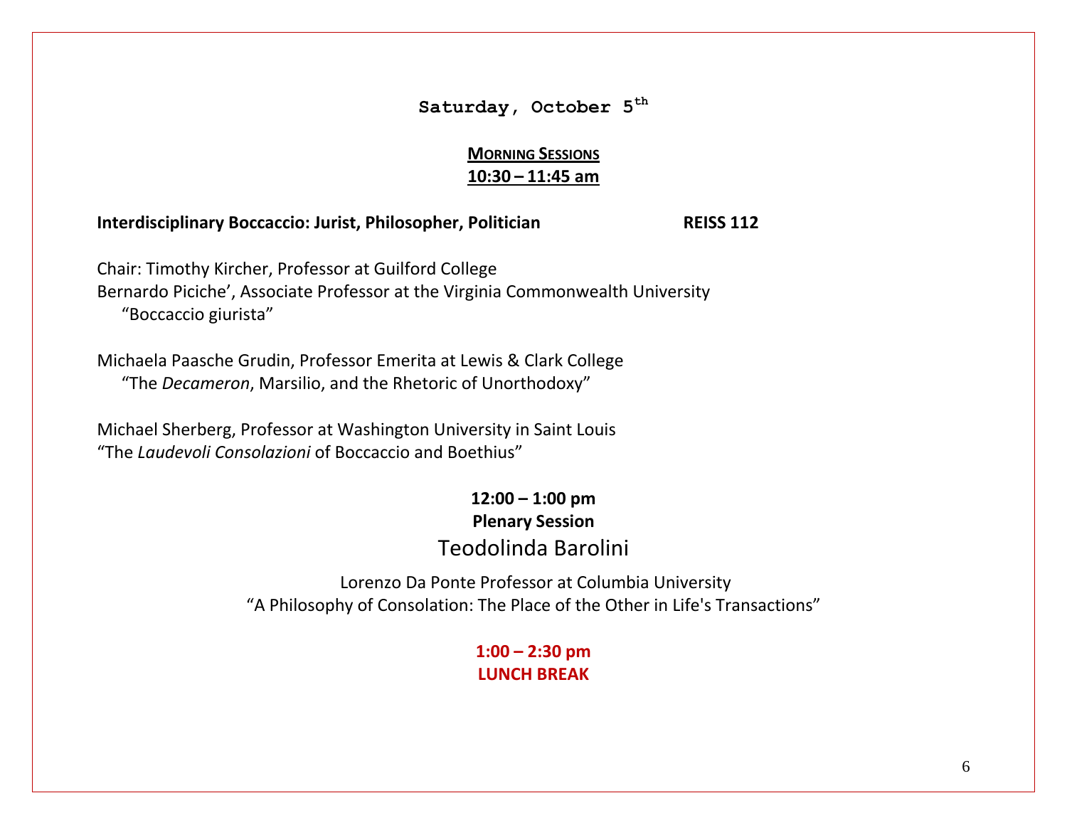## Saturday, October 5th

### MORNING SESSIONS
**10:30 – 11:45 am**

**Interdisciplinary Boccaccio: Jurist, Philosopher, Politician** **REISS 112**

Chair: Timothy Kircher, Professor at Guilford College
Bernardo Piciche', Associate Professor at the Virginia Commonwealth University
"Boccaccio giurista"

Michaela Paasche Grudin, Professor Emerita at Lewis & Clark College
"The *Decameron*, Marsilio, and the Rhetoric of Unorthodoxy"

Michael Sherberg, Professor at Washington University in Saint Louis
"The *Laudevoli Consolazioni* of Boccaccio and Boethius"

**12:00 – 1:00 pm**
**Plenary Session**

Teodolinda Barolini

Lorenzo Da Ponte Professor at Columbia University
"A Philosophy of Consolation: The Place of the Other in Life's Transactions"

**1:00 – 2:30 pm**
**LUNCH BREAK**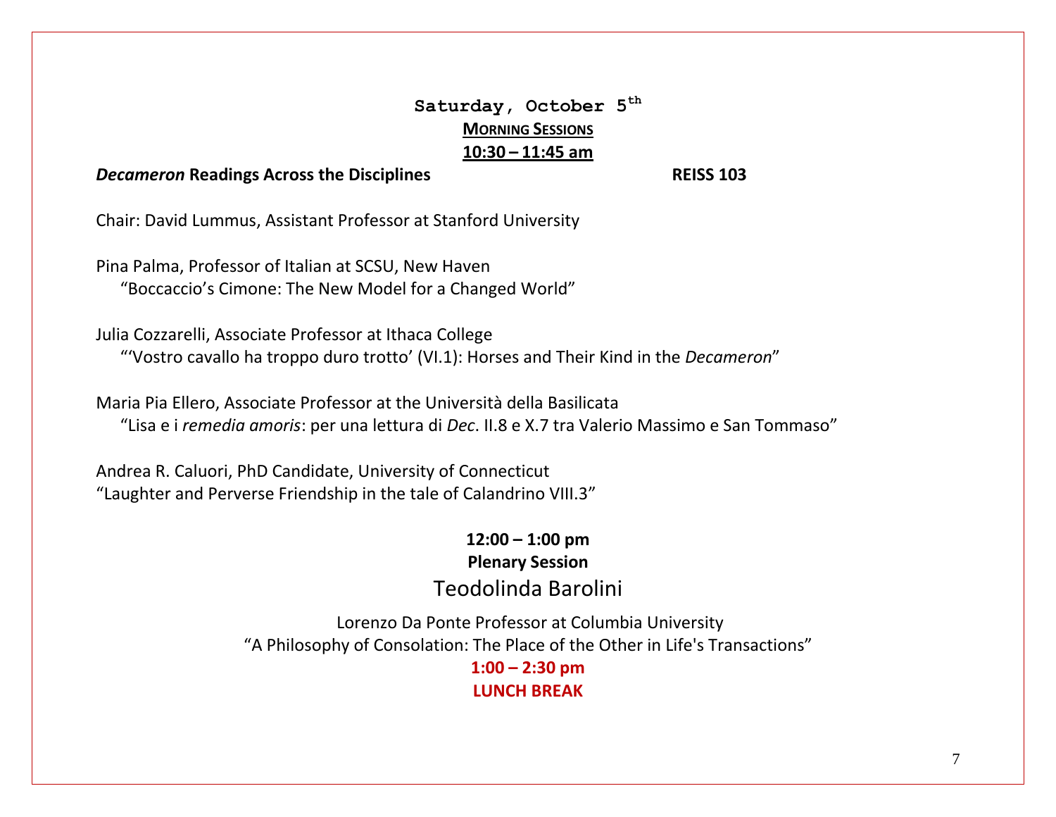## Saturday, October 5th

**MORNING SESSIONS**

**10:30 – 11:45 am**

***Decameron* Readings Across the Disciplines** **REISS 103**

Chair: David Lummus, Assistant Professor at Stanford University

Pina Palma, Professor of Italian at SCSU, New Haven
“Boccaccio’s Cimone: The New Model for a Changed World”

Julia Cozzarelli, Associate Professor at Ithaca College
“‘Vostro cavallo ha troppo duro trotto’ (VI.1): Horses and Their Kind in the *Decameron*”

Maria Pia Ellero, Associate Professor at the Università della Basilicata
“Lisa e i *remedia amoris*: per una lettura di *Dec*. II.8 e X.7 tra Valerio Massimo e San Tommaso”

Andrea R. Caluori, PhD Candidate, University of Connecticut
“Laughter and Perverse Friendship in the tale of Calandrino VIII.3”

**12:00 – 1:00 pm**

**Plenary Session**

Teodolinda Barolini

Lorenzo Da Ponte Professor at Columbia University
“A Philosophy of Consolation: The Place of the Other in Life's Transactions”

**1:00 – 2:30 pm**

**LUNCH BREAK**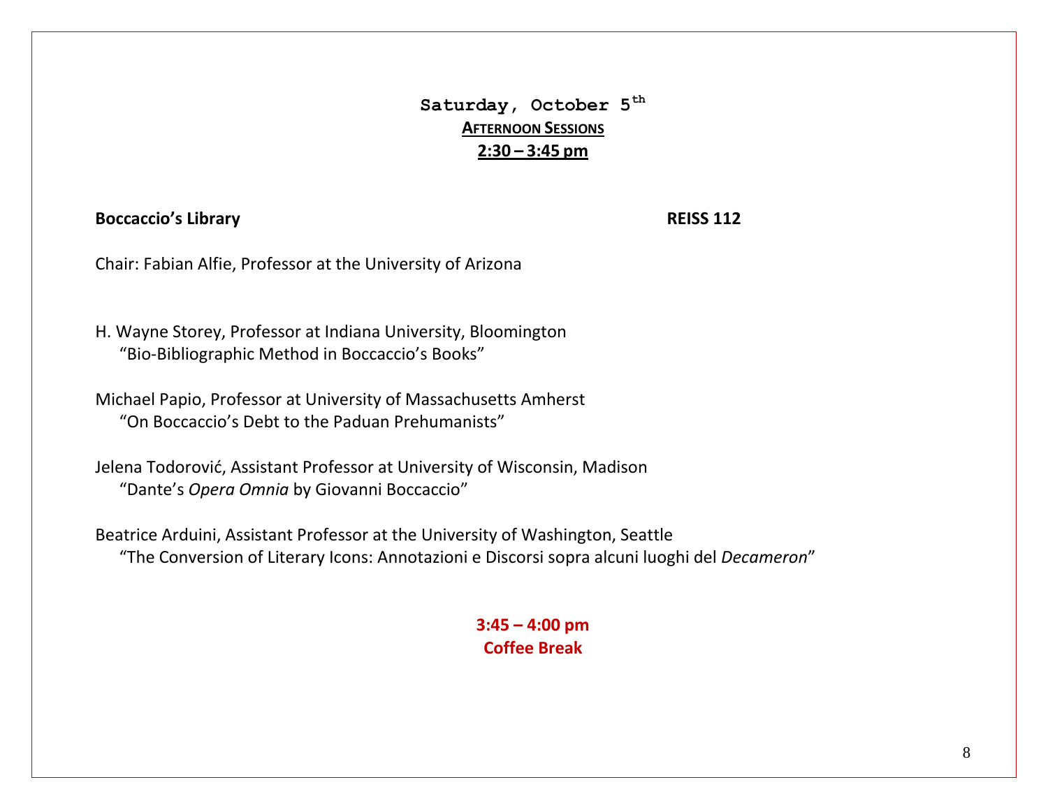# Saturday, October 5th

## AFTERNOON SESSIONS

## 2:30 – 3:45 pm

**Boccaccio's Library** **REISS 112**

Chair: Fabian Alfie, Professor at the University of Arizona

H. Wayne Storey, Professor at Indiana University, Bloomington
"Bio-Bibliographic Method in Boccaccio's Books"

Michael Papio, Professor at University of Massachusetts Amherst
"On Boccaccio's Debt to the Paduan Prehumanists"

Jelena Todorović, Assistant Professor at University of Wisconsin, Madison
"Dante's *Opera Omnia* by Giovanni Boccaccio"

Beatrice Arduini, Assistant Professor at the University of Washington, Seattle
"The Conversion of Literary Icons: Annotazioni e Discorsi sopra alcuni luoghi del *Decameron*"

**3:45 – 4:00 pm**
**Coffee Break**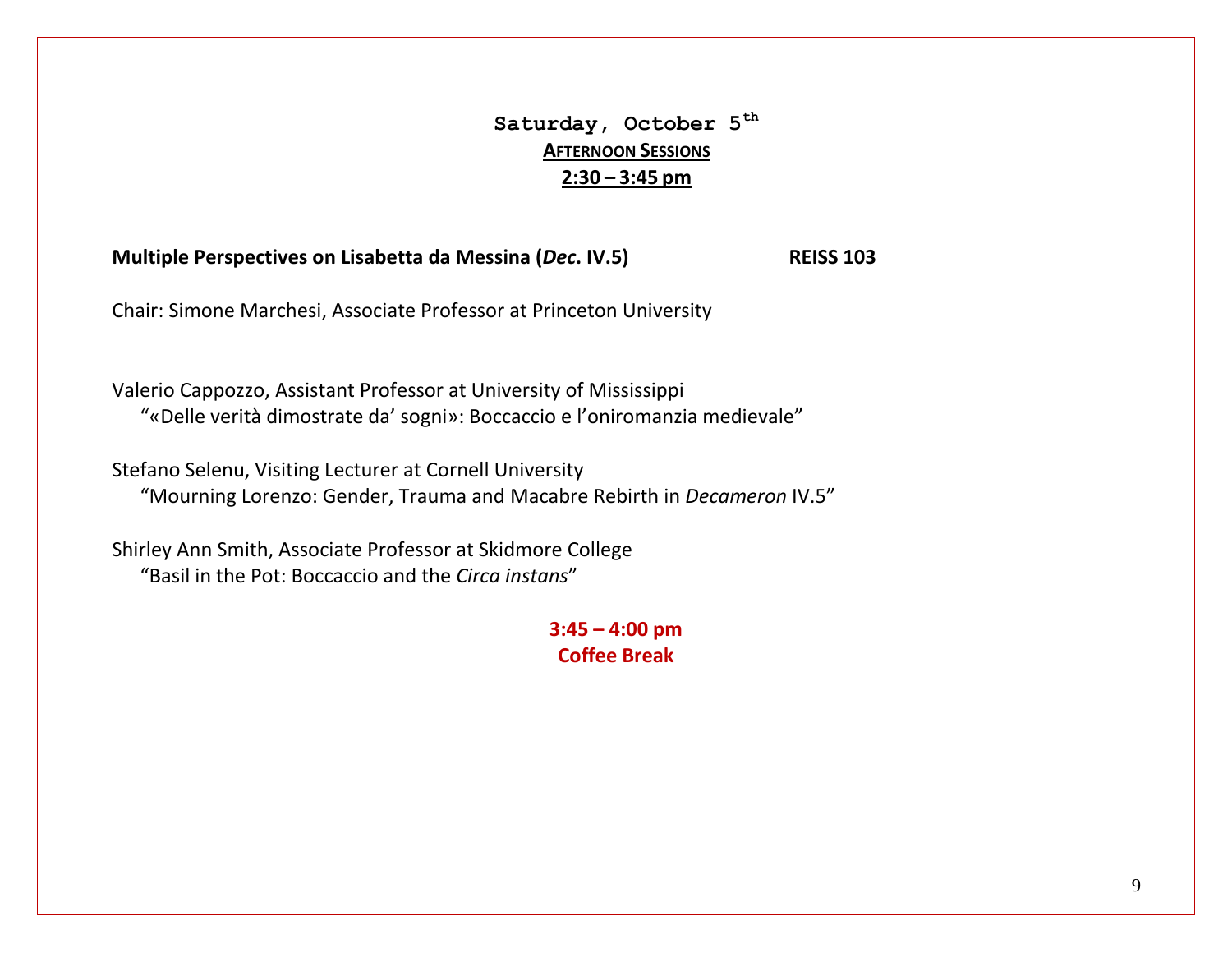## Saturday, October 5th

**AFTERNOON SESSIONS**

**2:30 – 3:45 pm**

**Multiple Perspectives on Lisabetta da Messina (*Dec*. IV.5)** **REISS 103**

Chair: Simone Marchesi, Associate Professor at Princeton University

Valerio Cappozzo, Assistant Professor at University of Mississippi
“«Delle verità dimostrate da’ sogni»: Boccaccio e l’oniromanzia medievale”

Stefano Selenu, Visiting Lecturer at Cornell University
“Mourning Lorenzo: Gender, Trauma and Macabre Rebirth in *Decameron* IV.5”

Shirley Ann Smith, Associate Professor at Skidmore College
“Basil in the Pot: Boccaccio and the *Circa instans*”

**3:45 – 4:00 pm**
**Coffee Break**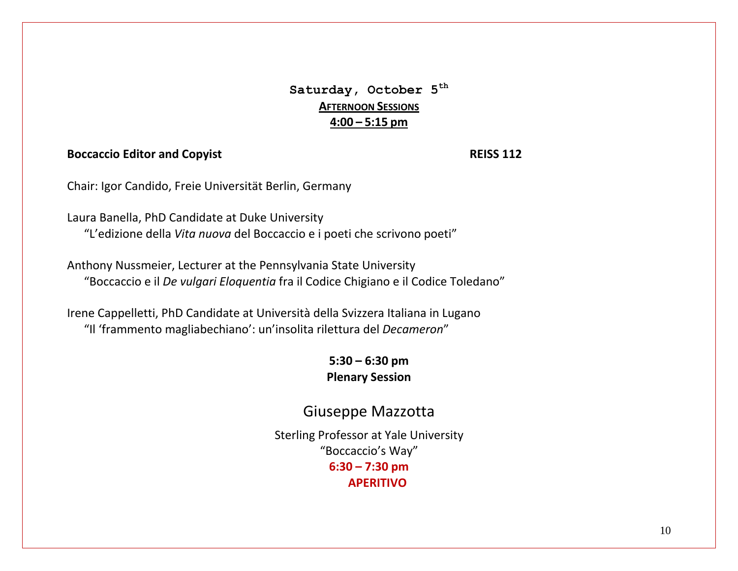## Saturday, October 5th

**<u>AFTERNOON SESSIONS</u>**

**<u>4:00 – 5:15 pm</u>**

**Boccaccio Editor and Copyist** **REISS 112**

Chair: Igor Candido, Freie Universität Berlin, Germany

Laura Banella, PhD Candidate at Duke University
“L’edizione della *Vita nuova* del Boccaccio e i poeti che scrivono poeti”

Anthony Nussmeier, Lecturer at the Pennsylvania State University
“Boccaccio e il *De vulgari Eloquentia* fra il Codice Chigiano e il Codice Toledano”

Irene Cappelletti, PhD Candidate at Università della Svizzera Italiana in Lugano
“Il ‘frammento magliabechiano’: un’insolita rilettura del *Decameron*”

**5:30 – 6:30 pm**

**Plenary Session**

Giuseppe Mazzotta

Sterling Professor at Yale University

“Boccaccio’s Way”

**6:30 – 7:30 pm**

**APERITIVO**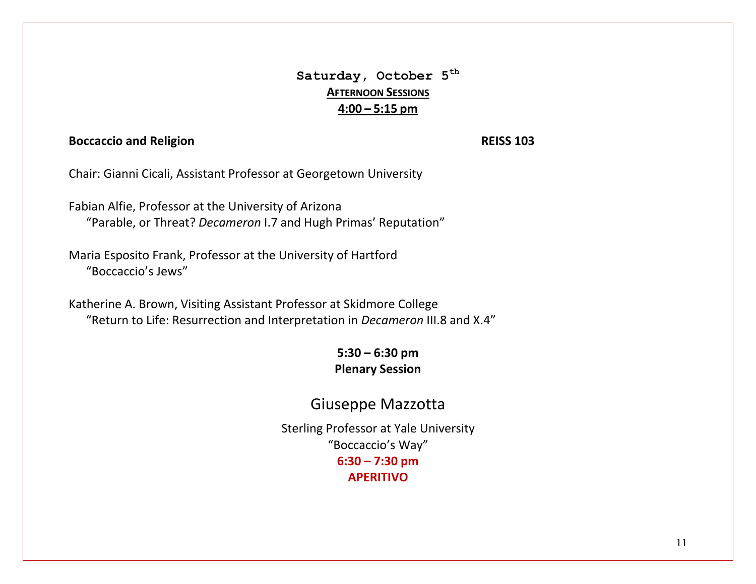## Saturday, October 5th

**AFTERNOON SESSIONS**

**4:00 – 5:15 pm**

**Boccaccio and Religion** **REISS 103**

Chair: Gianni Cicali, Assistant Professor at Georgetown University

Fabian Alfie, Professor at the University of Arizona
“Parable, or Threat? *Decameron* I.7 and Hugh Primas’ Reputation”

Maria Esposito Frank, Professor at the University of Hartford
“Boccaccio’s Jews”

Katherine A. Brown, Visiting Assistant Professor at Skidmore College
“Return to Life: Resurrection and Interpretation in *Decameron* III.8 and X.4”

**5:30 – 6:30 pm**
**Plenary Session**

### Giuseppe Mazzotta

Sterling Professor at Yale University
“Boccaccio’s Way”

**6:30 – 7:30 pm**
**APERITIVO**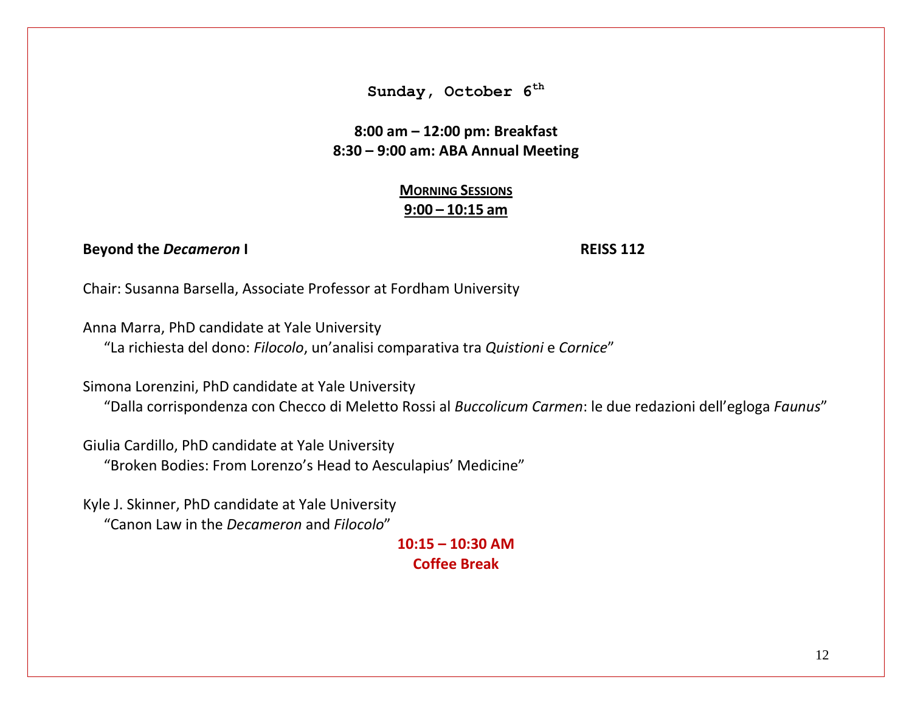## Sunday, October 6th

**8:00 am – 12:00 pm: Breakfast**
**8:30 – 9:00 am: ABA Annual Meeting**

### MORNING SESSIONS
**9:00 – 10:15 am**

**Beyond the *Decameron* I** — **REISS 112**

Chair: Susanna Barsella, Associate Professor at Fordham University

Anna Marra, PhD candidate at Yale University
“La richiesta del dono: *Filocolo*, un’analisi comparativa tra *Quistioni* e *Cornice*”

Simona Lorenzini, PhD candidate at Yale University
“Dalla corrispondenza con Checco di Meletto Rossi al *Buccolicum Carmen*: le due redazioni dell’egloga *Faunus*”

Giulia Cardillo, PhD candidate at Yale University
“Broken Bodies: From Lorenzo’s Head to Aesculapius’ Medicine”

Kyle J. Skinner, PhD candidate at Yale University
“Canon Law in the *Decameron* and *Filocolo*”

**10:15 – 10:30 AM**
**Coffee Break**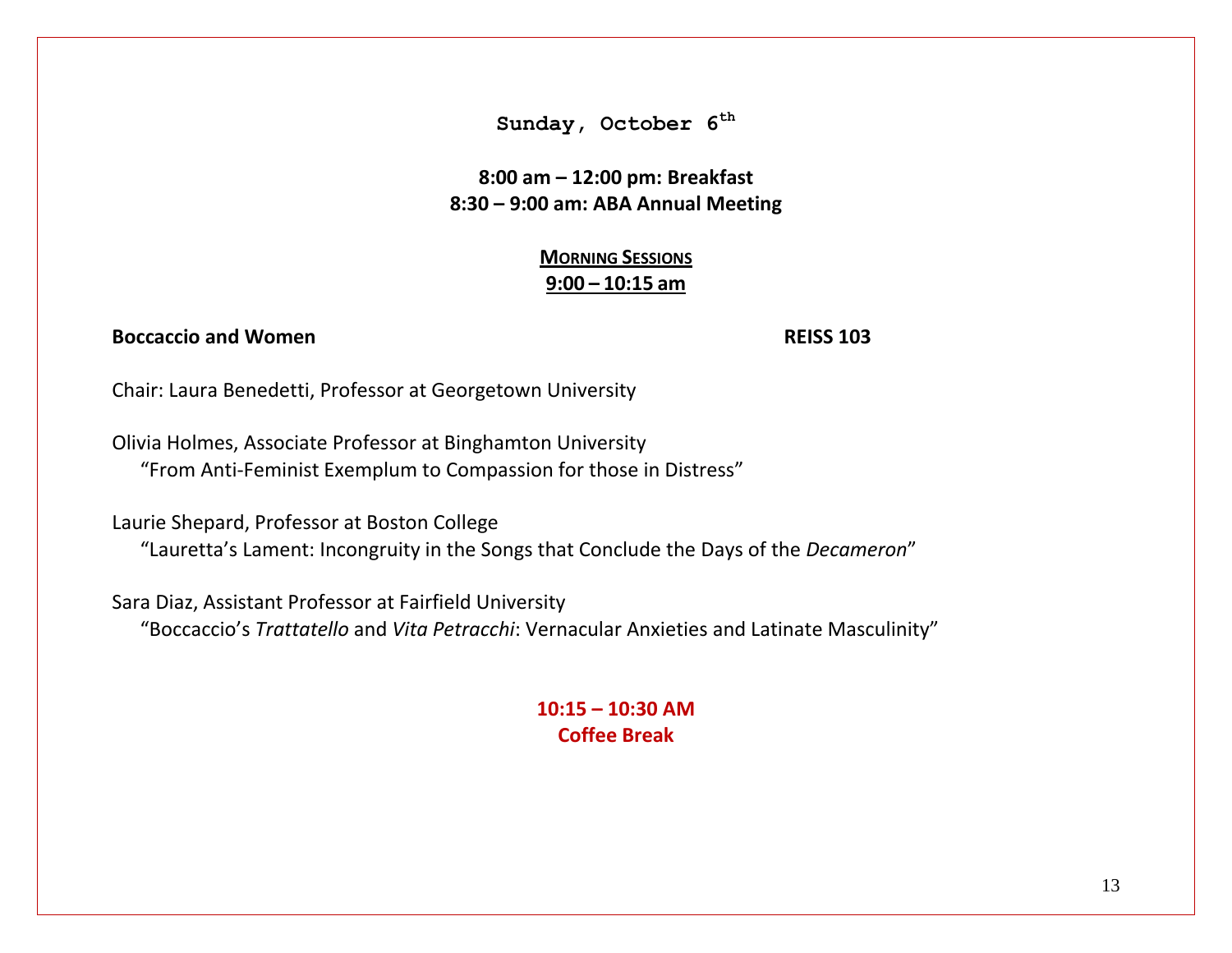## Sunday, October 6th

**8:00 am – 12:00 pm: Breakfast**
**8:30 – 9:00 am: ABA Annual Meeting**

**MORNING SESSIONS**
**9:00 – 10:15 am**

**Boccaccio and Women** **REISS 103**

Chair: Laura Benedetti, Professor at Georgetown University

Olivia Holmes, Associate Professor at Binghamton University
“From Anti-Feminist Exemplum to Compassion for those in Distress”

Laurie Shepard, Professor at Boston College
“Lauretta’s Lament: Incongruity in the Songs that Conclude the Days of the *Decameron*”

Sara Diaz, Assistant Professor at Fairfield University
“Boccaccio’s *Trattatello* and *Vita Petracchi*: Vernacular Anxieties and Latinate Masculinity”

**10:15 – 10:30 AM**
**Coffee Break**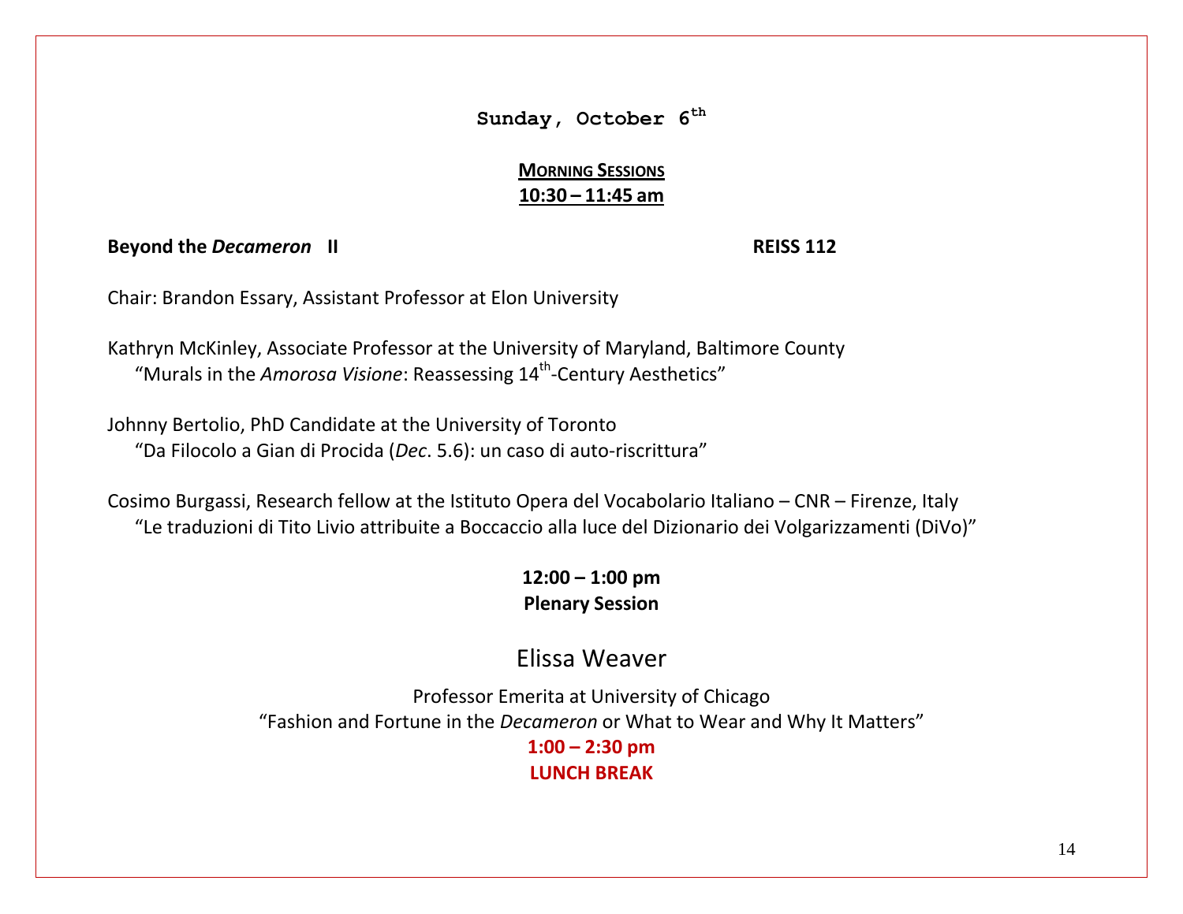## Sunday, October 6th

### MORNING SESSIONS
### 10:30 – 11:45 am

**Beyond the *Decameron* II** **REISS 112**

Chair: Brandon Essary, Assistant Professor at Elon University

Kathryn McKinley, Associate Professor at the University of Maryland, Baltimore County
"Murals in the *Amorosa Visione*: Reassessing 14th-Century Aesthetics"

Johnny Bertolio, PhD Candidate at the University of Toronto
"Da Filocolo a Gian di Procida (*Dec*. 5.6): un caso di auto-riscrittura"

Cosimo Burgassi, Research fellow at the Istituto Opera del Vocabolario Italiano – CNR – Firenze, Italy
"Le traduzioni di Tito Livio attribuite a Boccaccio alla luce del Dizionario dei Volgarizzamenti (DiVo)"

**12:00 – 1:00 pm**
**Plenary Session**

## Elissa Weaver

Professor Emerita at University of Chicago
"Fashion and Fortune in the *Decameron* or What to Wear and Why It Matters"

**1:00 – 2:30 pm**
**LUNCH BREAK**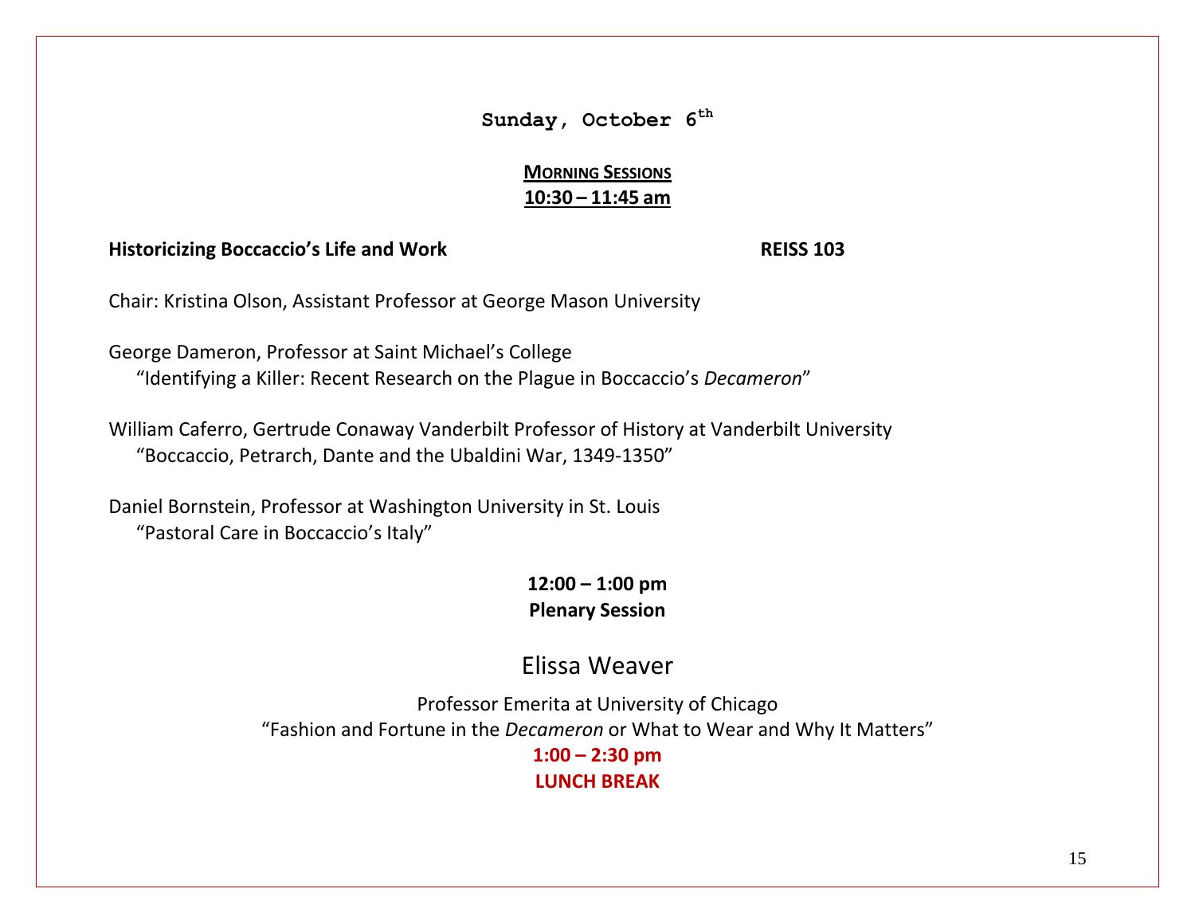## Sunday, October 6th

**MORNING SESSIONS**
**10:30 – 11:45 am**

**Historicizing Boccaccio's Life and Work** **REISS 103**

Chair: Kristina Olson, Assistant Professor at George Mason University

George Dameron, Professor at Saint Michael's College
"Identifying a Killer: Recent Research on the Plague in Boccaccio's *Decameron*"

William Caferro, Gertrude Conaway Vanderbilt Professor of History at Vanderbilt University
"Boccaccio, Petrarch, Dante and the Ubaldini War, 1349-1350"

Daniel Bornstein, Professor at Washington University in St. Louis
"Pastoral Care in Boccaccio's Italy"

**12:00 – 1:00 pm**
**Plenary Session**

### Elissa Weaver

Professor Emerita at University of Chicago
"Fashion and Fortune in the *Decameron* or What to Wear and Why It Matters"

**1:00 – 2:30 pm**
**LUNCH BREAK**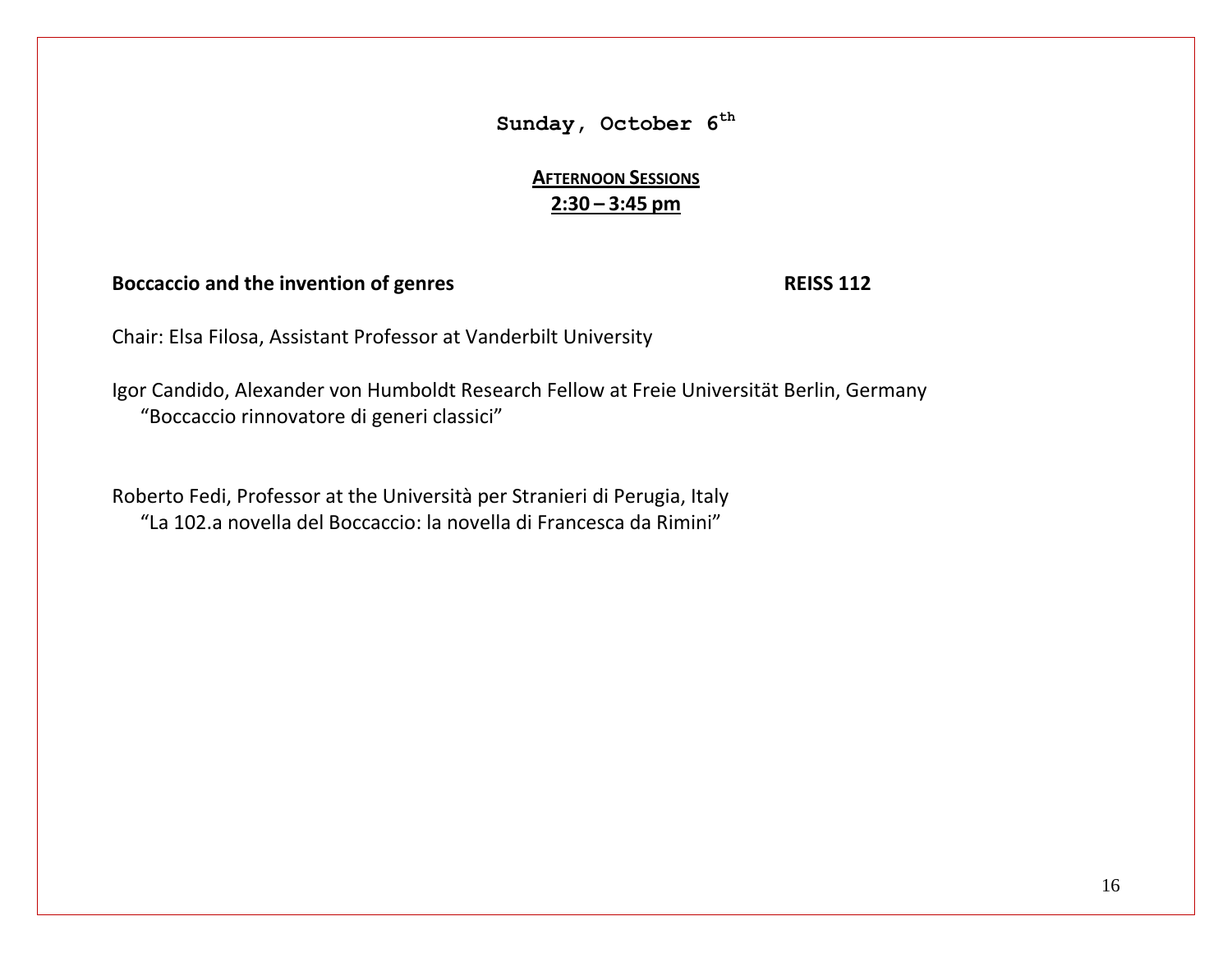## Sunday, October 6th

**AFTERNOON SESSIONS**
**2:30 – 3:45 pm**

**Boccaccio and the invention of genres** **REISS 112**

Chair: Elsa Filosa, Assistant Professor at Vanderbilt University

Igor Candido, Alexander von Humboldt Research Fellow at Freie Universität Berlin, Germany
"Boccaccio rinnovatore di generi classici"

Roberto Fedi, Professor at the Università per Stranieri di Perugia, Italy
"La 102.a novella del Boccaccio: la novella di Francesca da Rimini"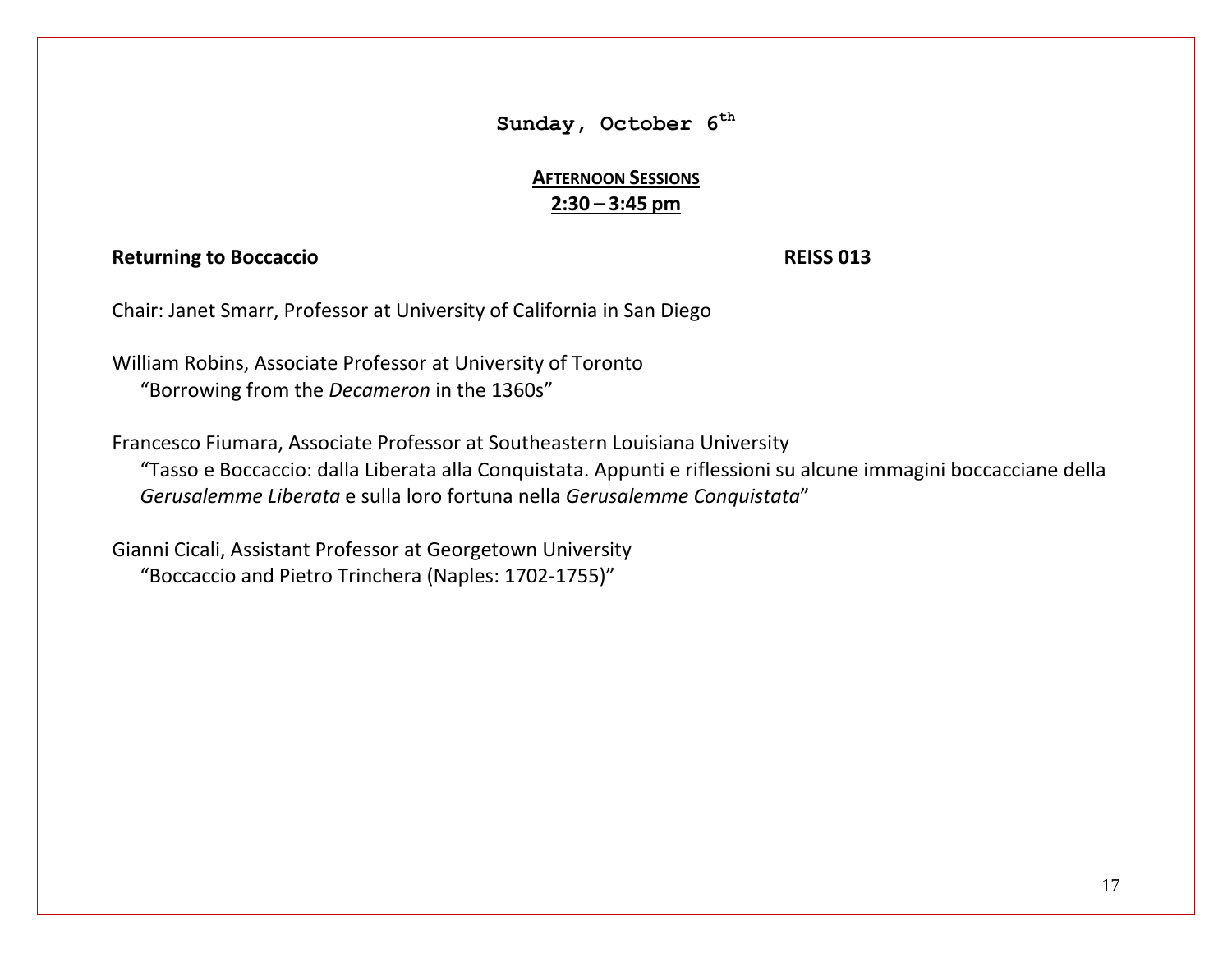## Sunday, October 6th

**AFTERNOON SESSIONS**
**2:30 – 3:45 pm**

**Returning to Boccaccio** **REISS 013**

Chair: Janet Smarr, Professor at University of California in San Diego

William Robins, Associate Professor at University of Toronto
"Borrowing from the *Decameron* in the 1360s"

Francesco Fiumara, Associate Professor at Southeastern Louisiana University
"Tasso e Boccaccio: dalla Liberata alla Conquistata. Appunti e riflessioni su alcune immagini boccacciane della *Gerusalemme Liberata* e sulla loro fortuna nella *Gerusalemme Conquistata*"

Gianni Cicali, Assistant Professor at Georgetown University
"Boccaccio and Pietro Trinchera (Naples: 1702-1755)"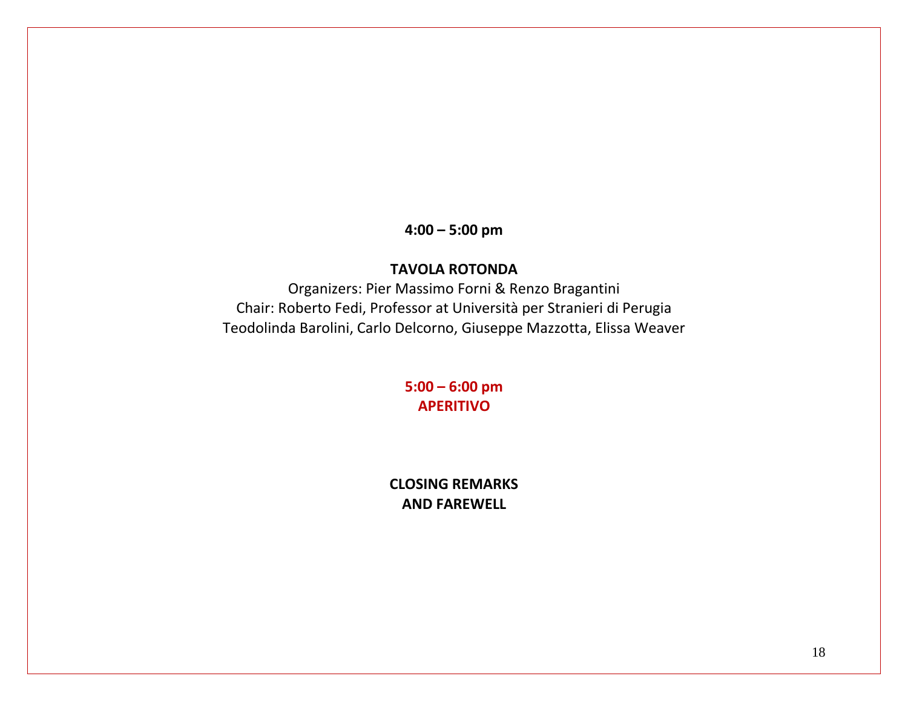**4:00 – 5:00 pm**

**TAVOLA ROTONDA**

Organizers: Pier Massimo Forni & Renzo Bragantini
Chair: Roberto Fedi, Professor at Università per Stranieri di Perugia
Teodolinda Barolini, Carlo Delcorno, Giuseppe Mazzotta, Elissa Weaver

**5:00 – 6:00 pm**
**APERITIVO**

**CLOSING REMARKS**
**AND FAREWELL**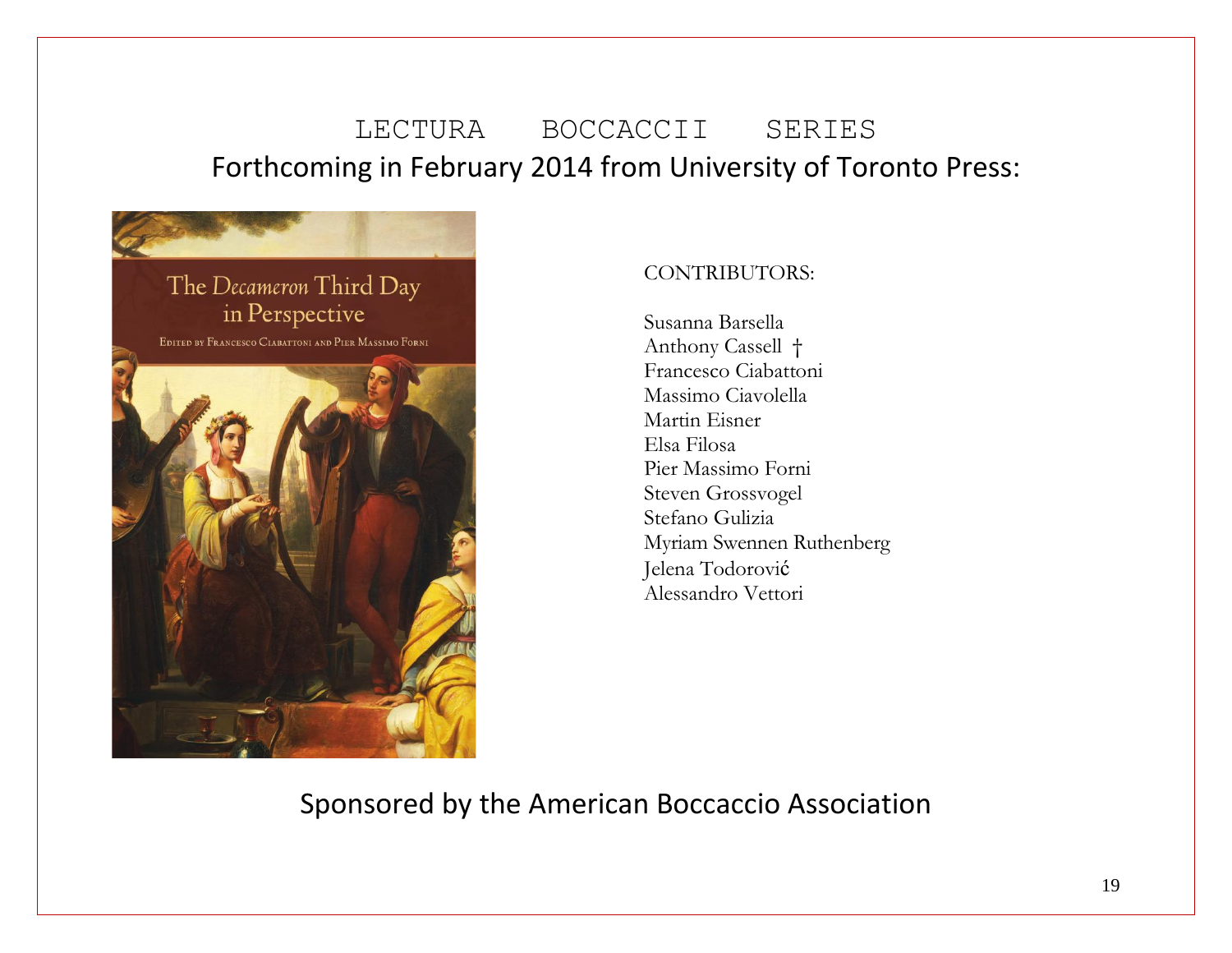# LECTURA BOCCACCII SERIES

## Forthcoming in February 2014 from University of Toronto Press:

The *Decameron* Third Day in Perspective

Edited by Francesco Ciabattoni and Pier Massimo Forni

CONTRIBUTORS:

Susanna Barsella  
Anthony Cassell †  
Francesco Ciabattoni  
Massimo Ciavolella  
Martin Eisner  
Elsa Filosa  
Pier Massimo Forni  
Steven Grossvogel  
Stefano Gulizia  
Myriam Swennen Ruthenberg  
Jelena Todorović  
Alessandro Vettori

Sponsored by the American Boccaccio Association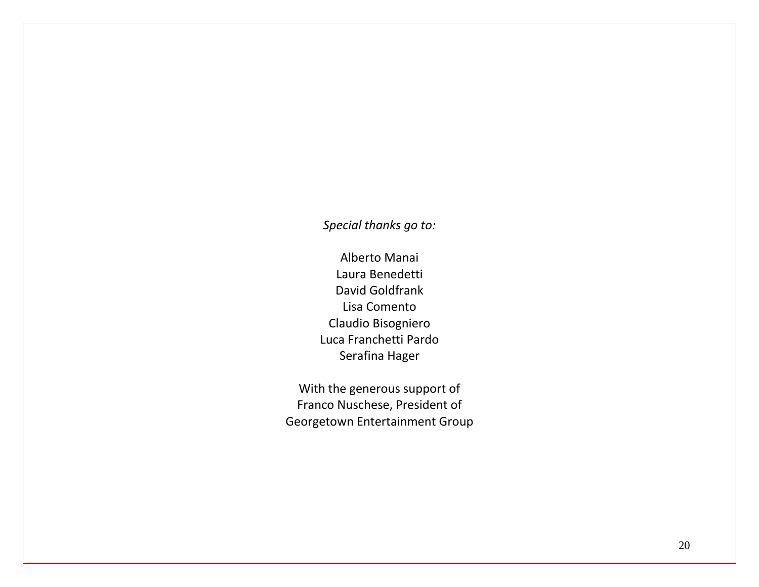*Special thanks go to:*

Alberto Manai
Laura Benedetti
David Goldfrank
Lisa Comento
Claudio Bisogniero
Luca Franchetti Pardo
Serafina Hager

With the generous support of
Franco Nuschese, President of
Georgetown Entertainment Group